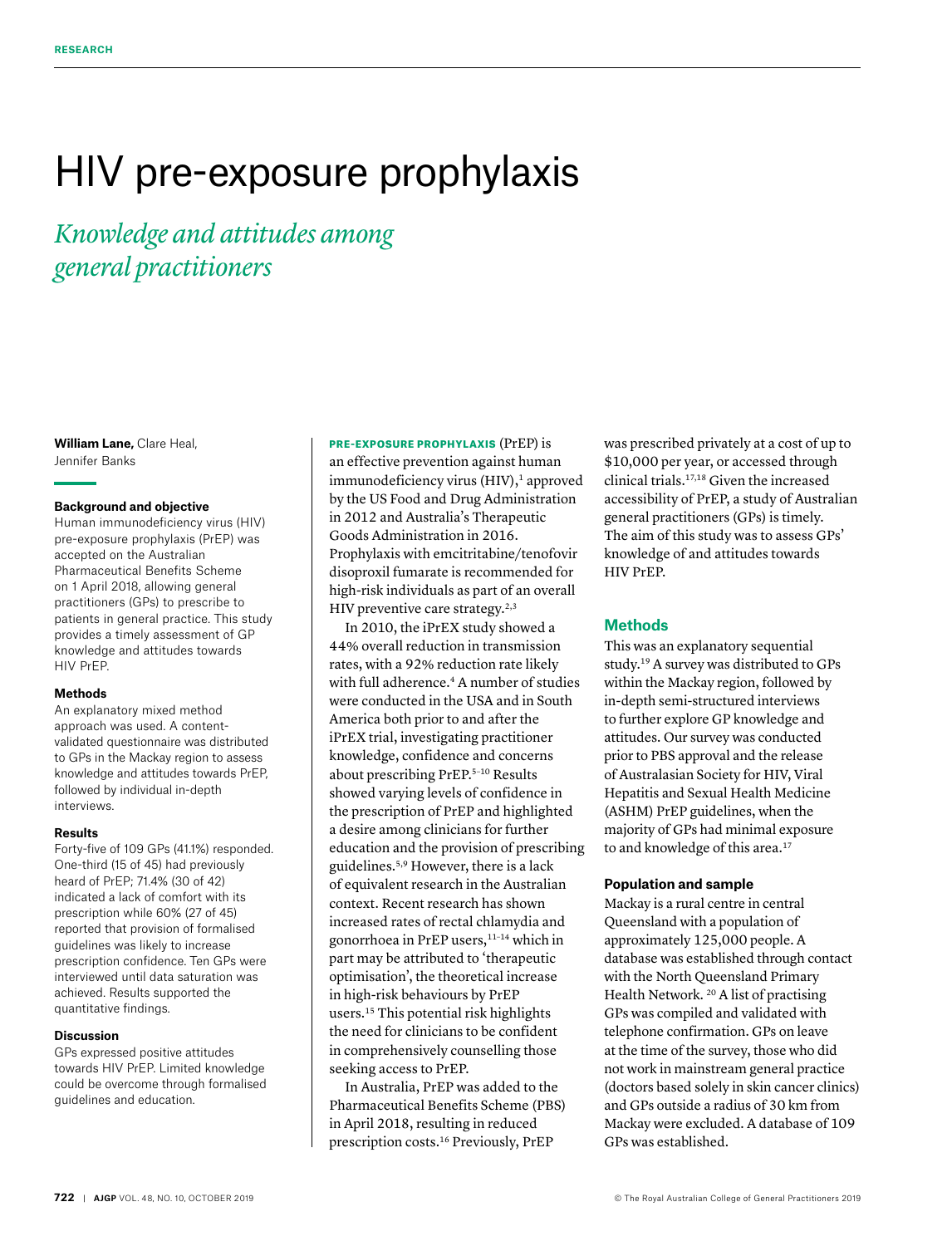RESEARCH

# HIV pre-exposure prophylaxis

## *Knowledge and attitudes among general practitioners*

**William Lane,** Clare Heal, Jennifer Banks

### Background and objective

Human immunodeficiency virus (HIV) pre-exposure prophylaxis (PrEP) was accepted on the Australian Pharmaceutical Benefits Scheme on 1 April 2018, allowing general practitioners (GPs) to prescribe to patients in general practice. This study provides a timely assessment of GP knowledge and attitudes towards HIV PrEP.

### Methods

An explanatory mixed method approach was used. A content-validated questionnaire was distributed to GPs in the Mackay region to assess knowledge and attitudes towards PrEP, followed by individual in-depth interviews.

### Results

Forty-five of 109 GPs (41.1%) responded. One-third (15 of 45) had previously heard of PrEP; 71.4% (30 of 42) indicated a lack of comfort with its prescription while 60% (27 of 45) reported that provision of formalised guidelines was likely to increase prescription confidence. Ten GPs were interviewed until data saturation was achieved. Results supported the quantitative findings.

### Discussion

GPs expressed positive attitudes towards HIV PrEP. Limited knowledge could be overcome through formalised guidelines and education.

**PRE-EXPOSURE PROPHYLAXIS** (PrEP) is an effective prevention against human immunodeficiency virus (HIV),[1] approved by the US Food and Drug Administration in 2012 and Australia's Therapeutic Goods Administration in 2016. Prophylaxis with emcitritabine/tenofovir disoproxil fumarate is recommended for high-risk individuals as part of an overall HIV preventive care strategy.[2,3]

In 2010, the iPrEX study showed a 44% overall reduction in transmission rates, with a 92% reduction rate likely with full adherence.[4] A number of studies were conducted in the USA and in South America both prior to and after the iPrEX trial, investigating practitioner knowledge, confidence and concerns about prescribing PrEP.[5–10] Results showed varying levels of confidence in the prescription of PrEP and highlighted a desire among clinicians for further education and the provision of prescribing guidelines.[5,9] However, there is a lack of equivalent research in the Australian context. Recent research has shown increased rates of rectal chlamydia and gonorrhoea in PrEP users,[11–14] which in part may be attributed to 'therapeutic optimisation', the theoretical increase in high-risk behaviours by PrEP users.[15] This potential risk highlights the need for clinicians to be confident in comprehensively counselling those seeking access to PrEP.

In Australia, PrEP was added to the Pharmaceutical Benefits Scheme (PBS) in April 2018, resulting in reduced prescription costs.[16] Previously, PrEP was prescribed privately at a cost of up to $10,000 per year, or accessed through clinical trials.[17,18] Given the increased accessibility of PrEP, a study of Australian general practitioners (GPs) is timely. The aim of this study was to assess GPs' knowledge of and attitudes towards HIV PrEP.

## Methods

This was an explanatory sequential study.[19] A survey was distributed to GPs within the Mackay region, followed by in-depth semi-structured interviews to further explore GP knowledge and attitudes. Our survey was conducted prior to PBS approval and the release of Australasian Society for HIV, Viral Hepatitis and Sexual Health Medicine (ASHM) PrEP guidelines, when the majority of GPs had minimal exposure to and knowledge of this area.[17]

### Population and sample

Mackay is a rural centre in central Queensland with a population of approximately 125,000 people. A database was established through contact with the North Queensland Primary Health Network.[20] A list of practising GPs was compiled and validated with telephone confirmation. GPs on leave at the time of the survey, those who did not work in mainstream general practice (doctors based solely in skin cancer clinics) and GPs outside a radius of 30 km from Mackay were excluded. A database of 109 GPs was established.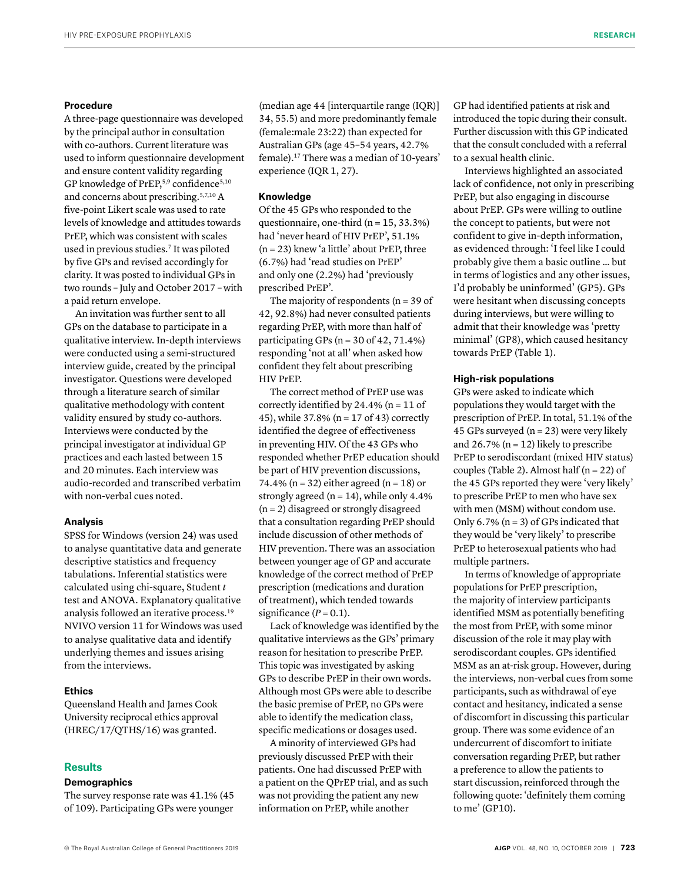### Procedure

A three-page questionnaire was developed by the principal author in consultation with co-authors. Current literature was used to inform questionnaire development and ensure content validity regarding GP knowledge of PrEP,[5,9] confidence[5,10] and concerns about prescribing.[5,7,10] A five-point Likert scale was used to rate levels of knowledge and attitudes towards PrEP, which was consistent with scales used in previous studies.[7] It was piloted by five GPs and revised accordingly for clarity. It was posted to individual GPs in two rounds – July and October 2017 – with a paid return envelope.

An invitation was further sent to all GPs on the database to participate in a qualitative interview. In-depth interviews were conducted using a semi-structured interview guide, created by the principal investigator. Questions were developed through a literature search of similar qualitative methodology with content validity ensured by study co-authors. Interviews were conducted by the principal investigator at individual GP practices and each lasted between 15 and 20 minutes. Each interview was audio-recorded and transcribed verbatim with non-verbal cues noted.

### Analysis

SPSS for Windows (version 24) was used to analyse quantitative data and generate descriptive statistics and frequency tabulations. Inferential statistics were calculated using chi-square, Student *t* test and ANOVA. Explanatory qualitative analysis followed an iterative process.[19] NVIVO version 11 for Windows was used to analyse qualitative data and identify underlying themes and issues arising from the interviews.

### Ethics

Queensland Health and James Cook University reciprocal ethics approval (HREC/17/QTHS/16) was granted.

## Results

### Demographics

The survey response rate was 41.1% (45 of 109). Participating GPs were younger (median age 44 [interquartile range (IQR)] 34, 55.5) and more predominantly female (female:male 23:22) than expected for Australian GPs (age 45–54 years, 42.7% female).[17] There was a median of 10-years' experience (IQR 1, 27).

### Knowledge

Of the 45 GPs who responded to the questionnaire, one-third (n = 15, 33.3%) had 'never heard of HIV PrEP', 51.1% (n = 23) knew 'a little' about PrEP, three (6.7%) had 'read studies on PrEP' and only one (2.2%) had 'previously prescribed PrEP'.

The majority of respondents (n = 39 of 42, 92.8%) had never consulted patients regarding PrEP, with more than half of participating GPs (n = 30 of 42, 71.4%) responding 'not at all' when asked how confident they felt about prescribing HIV PrEP.

The correct method of PrEP use was correctly identified by 24.4% (n = 11 of 45), while 37.8% (n = 17 of 43) correctly identified the degree of effectiveness in preventing HIV. Of the 43 GPs who responded whether PrEP education should be part of HIV prevention discussions, 74.4% (n = 32) either agreed (n = 18) or strongly agreed (n = 14), while only 4.4% (n = 2) disagreed or strongly disagreed that a consultation regarding PrEP should include discussion of other methods of HIV prevention. There was an association between younger age of GP and accurate knowledge of the correct method of PrEP prescription (medications and duration of treatment), which tended towards significance ($P = 0.1$).

Lack of knowledge was identified by the qualitative interviews as the GPs' primary reason for hesitation to prescribe PrEP. This topic was investigated by asking GPs to describe PrEP in their own words. Although most GPs were able to describe the basic premise of PrEP, no GPs were able to identify the medication class, specific medications or dosages used.

A minority of interviewed GPs had previously discussed PrEP with their patients. One had discussed PrEP with a patient on the QPrEP trial, and as such was not providing the patient any new information on PrEP, while another GP had identified patients at risk and introduced the topic during their consult. Further discussion with this GP indicated that the consult concluded with a referral to a sexual health clinic.

Interviews highlighted an associated lack of confidence, not only in prescribing PrEP, but also engaging in discourse about PrEP. GPs were willing to outline the concept to patients, but were not confident to give in-depth information, as evidenced through: 'I feel like I could probably give them a basic outline … but in terms of logistics and any other issues, I'd probably be uninformed' (GP5). GPs were hesitant when discussing concepts during interviews, but were willing to admit that their knowledge was 'pretty minimal' (GP8), which caused hesitancy towards PrEP (Table 1).

### High-risk populations

GPs were asked to indicate which populations they would target with the prescription of PrEP. In total, 51.1% of the 45 GPs surveyed (n = 23) were very likely and 26.7% (n = 12) likely to prescribe PrEP to serodiscordant (mixed HIV status) couples (Table 2). Almost half (n = 22) of the 45 GPs reported they were 'very likely' to prescribe PrEP to men who have sex with men (MSM) without condom use. Only 6.7% (n = 3) of GPs indicated that they would be 'very likely' to prescribe PrEP to heterosexual patients who had multiple partners.

In terms of knowledge of appropriate populations for PrEP prescription, the majority of interview participants identified MSM as potentially benefiting the most from PrEP, with some minor discussion of the role it may play with serodiscordant couples. GPs identified MSM as an at-risk group. However, during the interviews, non-verbal cues from some participants, such as withdrawal of eye contact and hesitancy, indicated a sense of discomfort in discussing this particular group. There was some evidence of an undercurrent of discomfort to initiate conversation regarding PrEP, but rather a preference to allow the patients to start discussion, reinforced through the following quote: 'definitely them coming to me' (GP10).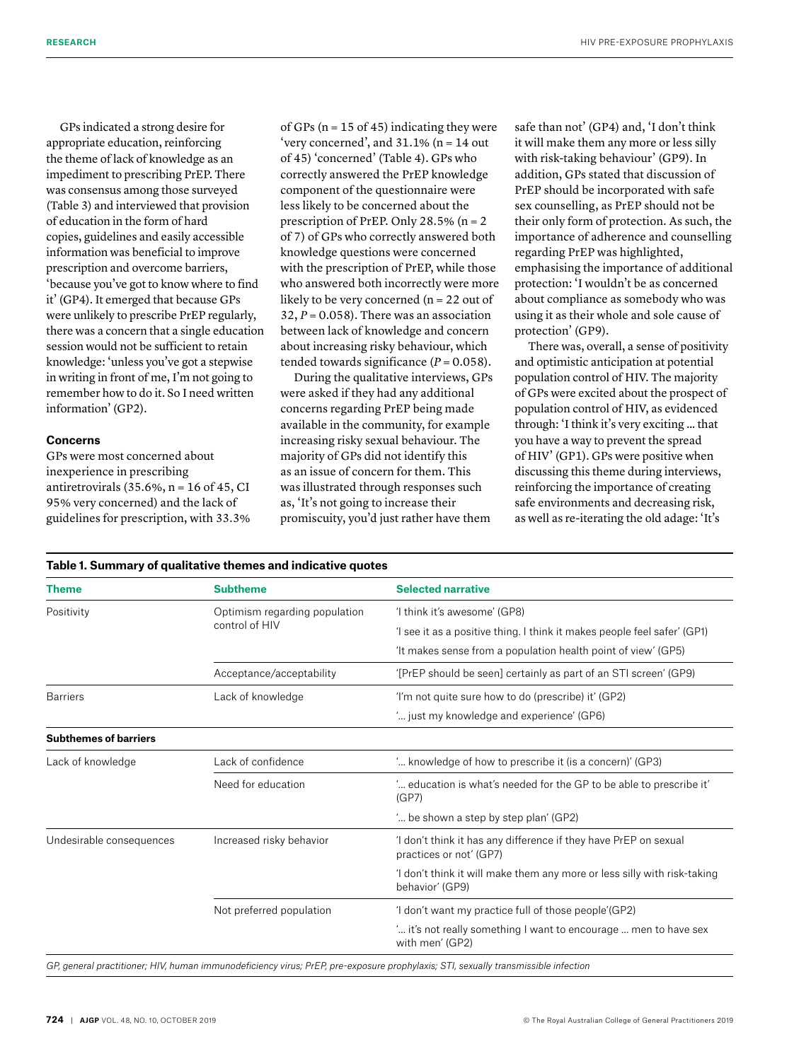GPs indicated a strong desire for appropriate education, reinforcing the theme of lack of knowledge as an impediment to prescribing PrEP. There was consensus among those surveyed (Table 3) and interviewed that provision of education in the form of hard copies, guidelines and easily accessible information was beneficial to improve prescription and overcome barriers, 'because you've got to know where to find it' (GP4). It emerged that because GPs were unlikely to prescribe PrEP regularly, there was a concern that a single education session would not be sufficient to retain knowledge: 'unless you've got a stepwise in writing in front of me, I'm not going to remember how to do it. So I need written information' (GP2).

### Concerns

GPs were most concerned about inexperience in prescribing antiretrovirals (35.6%, n = 16 of 45, CI 95% very concerned) and the lack of guidelines for prescription, with 33.3% of GPs (n = 15 of 45) indicating they were 'very concerned', and 31.1% (n = 14 out of 45) 'concerned' (Table 4). GPs who correctly answered the PrEP knowledge component of the questionnaire were less likely to be concerned about the prescription of PrEP. Only 28.5% (n = 2 of 7) of GPs who correctly answered both knowledge questions were concerned with the prescription of PrEP, while those who answered both incorrectly were more likely to be very concerned (n = 22 out of 32, *P* = 0.058). There was an association between lack of knowledge and concern about increasing risky behaviour, which tended towards significance (*P* = 0.058).

During the qualitative interviews, GPs were asked if they had any additional concerns regarding PrEP being made available in the community, for example increasing risky sexual behaviour. The majority of GPs did not identify this as an issue of concern for them. This was illustrated through responses such as, 'It's not going to increase their promiscuity, you'd just rather have them safe than not' (GP4) and, 'I don't think it will make them any more or less silly with risk-taking behaviour' (GP9). In addition, GPs stated that discussion of PrEP should be incorporated with safe sex counselling, as PrEP should not be their only form of protection. As such, the importance of adherence and counselling regarding PrEP was highlighted, emphasising the importance of additional protection: 'I wouldn't be as concerned about compliance as somebody who was using it as their whole and sole cause of protection' (GP9).

There was, overall, a sense of positivity and optimistic anticipation at potential population control of HIV. The majority of GPs were excited about the prospect of population control of HIV, as evidenced through: 'I think it's very exciting … that you have a way to prevent the spread of HIV' (GP1). GPs were positive when discussing this theme during interviews, reinforcing the importance of creating safe environments and decreasing risk, as well as re-iterating the old adage: 'It's

**Table 1. Summary of qualitative themes and indicative quotes**

| Theme | Subtheme | Selected narrative |
|---|---|---|
| Positivity | Optimism regarding population control of HIV | 'I think it's awesome' (GP8) |
| | | 'I see it as a positive thing. I think it makes people feel safer' (GP1) |
| | | 'It makes sense from a population health point of view' (GP5) |
| | Acceptance/acceptability | '[PrEP should be seen] certainly as part of an STI screen' (GP9) |
| Barriers | Lack of knowledge | 'I'm not quite sure how to do (prescribe) it' (GP2) |
| | | '… just my knowledge and experience' (GP6) |
| **Subthemes of barriers** | | |
| Lack of knowledge | Lack of confidence | '… knowledge of how to prescribe it (is a concern)' (GP3) |
| | Need for education | '… education is what's needed for the GP to be able to prescribe it' (GP7) |
| | | '… be shown a step by step plan' (GP2) |
| Undesirable consequences | Increased risky behavior | 'I don't think it has any difference if they have PrEP on sexual practices or not' (GP7) |
| | | 'I don't think it will make them any more or less silly with risk-taking behavior' (GP9) |
| | Not preferred population | 'I don't want my practice full of those people'(GP2) |
| | | '… it's not really something I want to encourage … men to have sex with men' (GP2) |

*GP, general practitioner; HIV, human immunodeficiency virus; PrEP, pre-exposure prophylaxis; STI, sexually transmissible infection*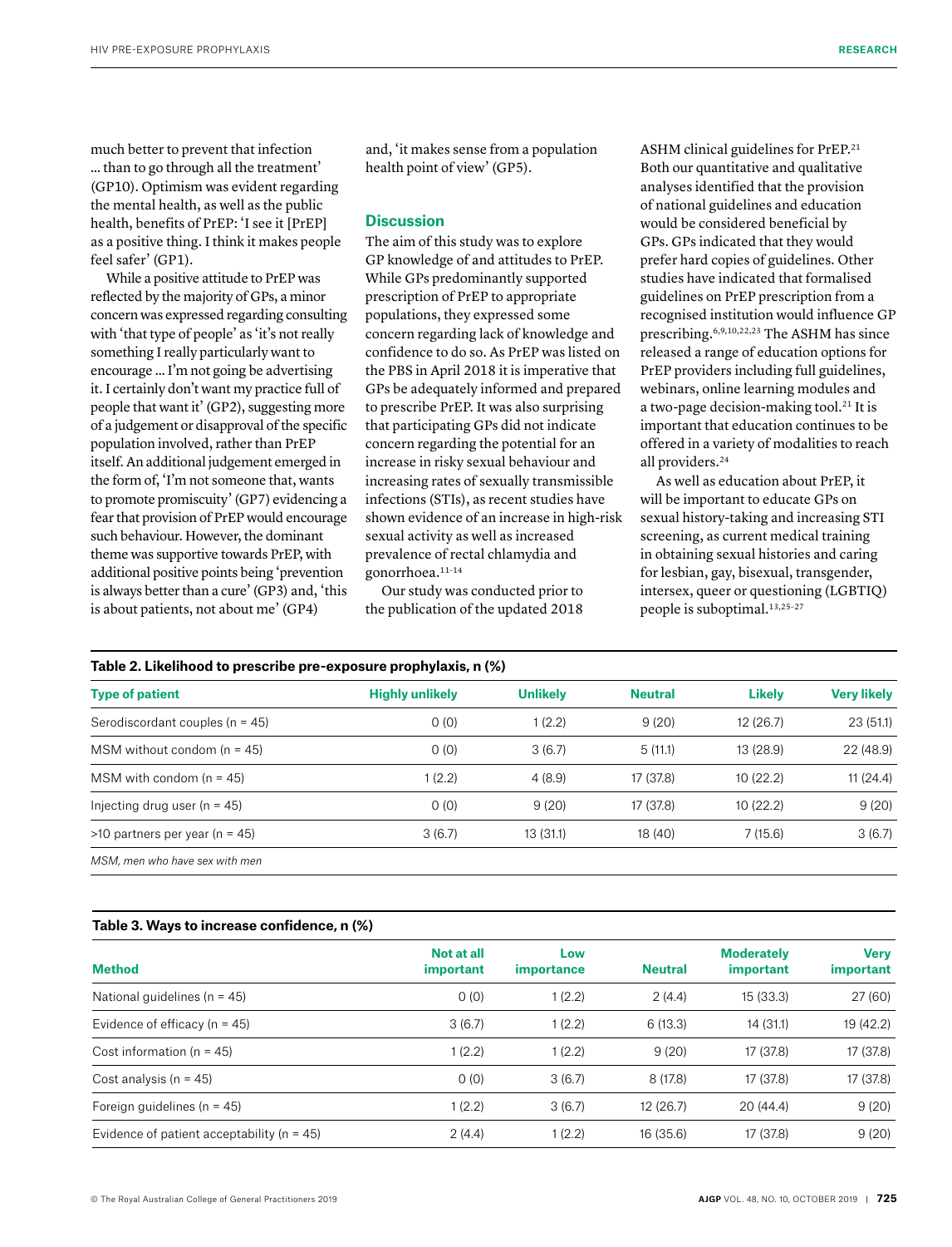much better to prevent that infection … than to go through all the treatment' (GP10). Optimism was evident regarding the mental health, as well as the public health, benefits of PrEP: 'I see it [PrEP] as a positive thing. I think it makes people feel safer' (GP1).

While a positive attitude to PrEP was reflected by the majority of GPs, a minor concern was expressed regarding consulting with 'that type of people' as 'it's not really something I really particularly want to encourage … I'm not going be advertising it. I certainly don't want my practice full of people that want it' (GP2), suggesting more of a judgement or disapproval of the specific population involved, rather than PrEP itself. An additional judgement emerged in the form of, 'I'm not someone that, wants to promote promiscuity' (GP7) evidencing a fear that provision of PrEP would encourage such behaviour. However, the dominant theme was supportive towards PrEP, with additional positive points being 'prevention is always better than a cure' (GP3) and, 'this is about patients, not about me' (GP4) and, 'it makes sense from a population health point of view' (GP5).

## Discussion

The aim of this study was to explore GP knowledge of and attitudes to PrEP. While GPs predominantly supported prescription of PrEP to appropriate populations, they expressed some concern regarding lack of knowledge and confidence to do so. As PrEP was listed on the PBS in April 2018 it is imperative that GPs be adequately informed and prepared to prescribe PrEP. It was also surprising that participating GPs did not indicate concern regarding the potential for an increase in risky sexual behaviour and increasing rates of sexually transmissible infections (STIs), as recent studies have shown evidence of an increase in high-risk sexual activity as well as increased prevalence of rectal chlamydia and gonorrhoea.[11–14]

Our study was conducted prior to the publication of the updated 2018 ASHM clinical guidelines for PrEP.[21] Both our quantitative and qualitative analyses identified that the provision of national guidelines and education would be considered beneficial by GPs. GPs indicated that they would prefer hard copies of guidelines. Other studies have indicated that formalised guidelines on PrEP prescription from a recognised institution would influence GP prescribing.[6,9,10,22,23] The ASHM has since released a range of education options for PrEP providers including full guidelines, webinars, online learning modules and a two-page decision-making tool.[21] It is important that education continues to be offered in a variety of modalities to reach all providers.[24]

As well as education about PrEP, it will be important to educate GPs on sexual history-taking and increasing STI screening, as current medical training in obtaining sexual histories and caring for lesbian, gay, bisexual, transgender, intersex, queer or questioning (LGBTIQ) people is suboptimal.[13,25–27]

**Table 2. Likelihood to prescribe pre-exposure prophylaxis, n (%)**

| Type of patient | Highly unlikely | Unlikely | Neutral | Likely | Very likely |
|---|---|---|---|---|---|
| Serodiscordant couples (n = 45) | 0 (0) | 1 (2.2) | 9 (20) | 12 (26.7) | 23 (51.1) |
| MSM without condom (n = 45) | 0 (0) | 3 (6.7) | 5 (11.1) | 13 (28.9) | 22 (48.9) |
| MSM with condom (n = 45) | 1 (2.2) | 4 (8.9) | 17 (37.8) | 10 (22.2) | 11 (24.4) |
| Injecting drug user (n = 45) | 0 (0) | 9 (20) | 17 (37.8) | 10 (22.2) | 9 (20) |
| >10 partners per year (n = 45) | 3 (6.7) | 13 (31.1) | 18 (40) | 7 (15.6) | 3 (6.7) |

*MSM, men who have sex with men*

**Table 3. Ways to increase confidence, n (%)**

| Method | Not at all important | Low importance | Neutral | Moderately important | Very important |
|---|---|---|---|---|---|
| National guidelines (n = 45) | 0 (0) | 1 (2.2) | 2 (4.4) | 15 (33.3) | 27 (60) |
| Evidence of efficacy (n = 45) | 3 (6.7) | 1 (2.2) | 6 (13.3) | 14 (31.1) | 19 (42.2) |
| Cost information (n = 45) | 1 (2.2) | 1 (2.2) | 9 (20) | 17 (37.8) | 17 (37.8) |
| Cost analysis (n = 45) | 0 (0) | 3 (6.7) | 8 (17.8) | 17 (37.8) | 17 (37.8) |
| Foreign guidelines (n = 45) | 1 (2.2) | 3 (6.7) | 12 (26.7) | 20 (44.4) | 9 (20) |
| Evidence of patient acceptability (n = 45) | 2 (4.4) | 1 (2.2) | 16 (35.6) | 17 (37.8) | 9 (20) |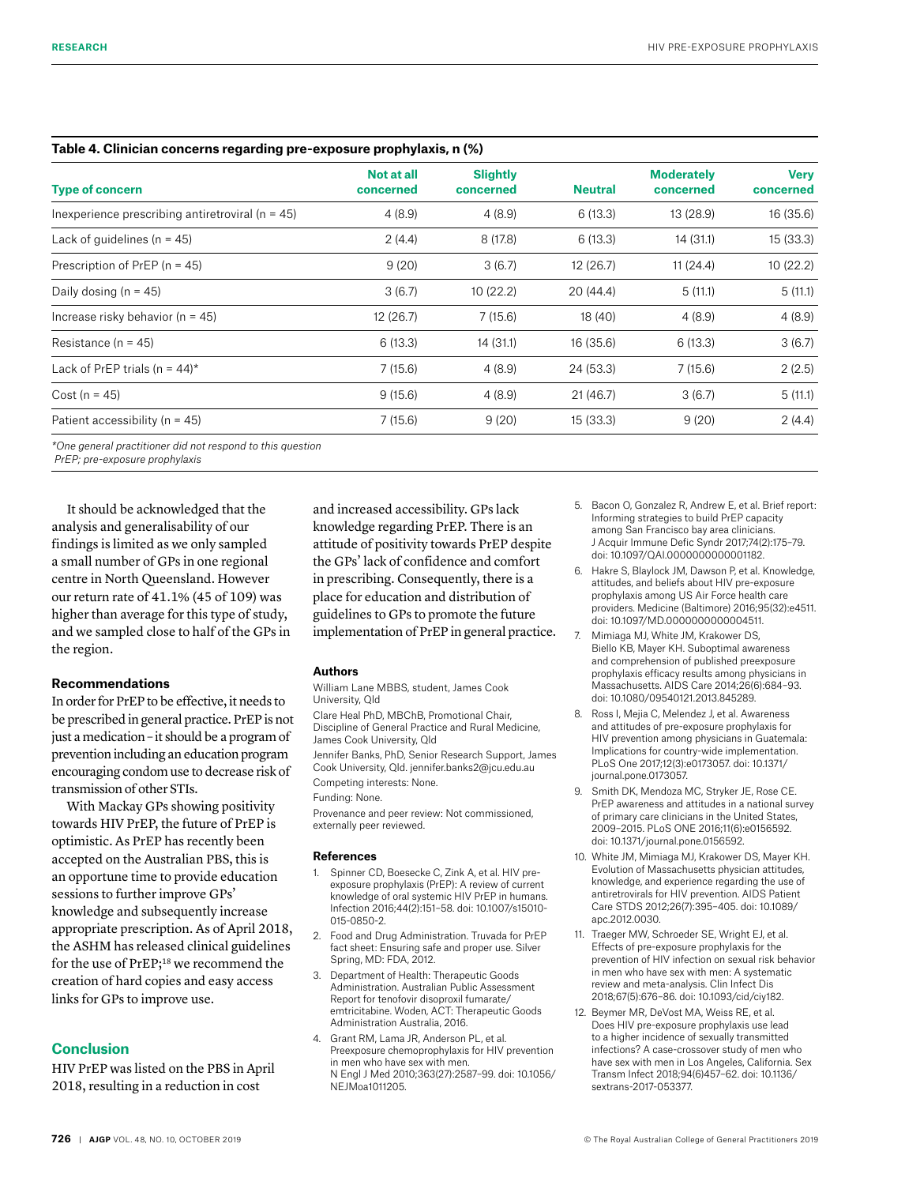**Table 4. Clinician concerns regarding pre-exposure prophylaxis, n (%)**

| Type of concern | Not at all concerned | Slightly concerned | Neutral | Moderately concerned | Very concerned |
|---|---|---|---|---|---|
| Inexperience prescribing antiretroviral (n = 45) | 4 (8.9) | 4 (8.9) | 6 (13.3) | 13 (28.9) | 16 (35.6) |
| Lack of guidelines (n = 45) | 2 (4.4) | 8 (17.8) | 6 (13.3) | 14 (31.1) | 15 (33.3) |
| Prescription of PrEP (n = 45) | 9 (20) | 3 (6.7) | 12 (26.7) | 11 (24.4) | 10 (22.2) |
| Daily dosing (n = 45) | 3 (6.7) | 10 (22.2) | 20 (44.4) | 5 (11.1) | 5 (11.1) |
| Increase risky behavior (n = 45) | 12 (26.7) | 7 (15.6) | 18 (40) | 4 (8.9) | 4 (8.9) |
| Resistance (n = 45) | 6 (13.3) | 14 (31.1) | 16 (35.6) | 6 (13.3) | 3 (6.7) |
| Lack of PrEP trials (n = 44)* | 7 (15.6) | 4 (8.9) | 24 (53.3) | 7 (15.6) | 2 (2.5) |
| Cost (n = 45) | 9 (15.6) | 4 (8.9) | 21 (46.7) | 3 (6.7) | 5 (11.1) |
| Patient accessibility (n = 45) | 7 (15.6) | 9 (20) | 15 (33.3) | 9 (20) | 2 (4.4) |

*One general practitioner did not respond to this question
PrEP; pre-exposure prophylaxis

It should be acknowledged that the analysis and generalisability of our findings is limited as we only sampled a small number of GPs in one regional centre in North Queensland. However our return rate of 41.1% (45 of 109) was higher than average for this type of study, and we sampled close to half of the GPs in the region.

### Recommendations

In order for PrEP to be effective, it needs to be prescribed in general practice. PrEP is not just a medication – it should be a program of prevention including an education program encouraging condom use to decrease risk of transmission of other STIs.

With Mackay GPs showing positivity towards HIV PrEP, the future of PrEP is optimistic. As PrEP has recently been accepted on the Australian PBS, this is an opportune time to provide education sessions to further improve GPs' knowledge and subsequently increase appropriate prescription. As of April 2018, the ASHM has released clinical guidelines for the use of PrEP;[18] we recommend the creation of hard copies and easy access links for GPs to improve use.

## Conclusion

HIV PrEP was listed on the PBS in April 2018, resulting in a reduction in cost and increased accessibility. GPs lack knowledge regarding PrEP. There is an attitude of positivity towards PrEP despite the GPs' lack of confidence and comfort in prescribing. Consequently, there is a place for education and distribution of guidelines to GPs to promote the future implementation of PrEP in general practice.

### Authors

William Lane MBBS, student, James Cook University, Qld

Clare Heal PhD, MBChB, Promotional Chair, Discipline of General Practice and Rural Medicine, James Cook University, Qld

Jennifer Banks, PhD, Senior Research Support, James Cook University, Qld. jennifer.banks2@jcu.edu.au

Competing interests: None.

Funding: None.

Provenance and peer review: Not commissioned, externally peer reviewed.

### References

1. Spinner CD, Boesecke C, Zink A, et al. HIV pre-exposure prophylaxis (PrEP): A review of current knowledge of oral systemic HIV PrEP in humans. Infection 2016;44(2):151–58. doi: 10.1007/s15010-015-0850-2.
2. Food and Drug Administration. Truvada for PrEP fact sheet: Ensuring safe and proper use. Silver Spring, MD: FDA, 2012.
3. Department of Health: Therapeutic Goods Administration. Australian Public Assessment Report for tenofovir disoproxil fumarate/emtricitabine. Woden, ACT: Therapeutic Goods Administration Australia, 2016.
4. Grant RM, Lama JR, Anderson PL, et al. Preexposure chemoprophylaxis for HIV prevention in men who have sex with men. N Engl J Med 2010;363(27):2587–99. doi: 10.1056/NEJMoa1011205.
5. Bacon O, Gonzalez R, Andrew E, et al. Brief report: Informing strategies to build PrEP capacity among San Francisco bay area clinicians. J Acquir Immune Defic Syndr 2017;74(2):175–79. doi: 10.1097/QAI.0000000000001182.
6. Hakre S, Blaylock JM, Dawson P, et al. Knowledge, attitudes, and beliefs about HIV pre-exposure prophylaxis among US Air Force health care providers. Medicine (Baltimore) 2016;95(32):e4511. doi: 10.1097/MD.0000000000004511.
7. Mimiaga MJ, White JM, Krakower DS, Biello KB, Mayer KH. Suboptimal awareness and comprehension of published preexposure prophylaxis efficacy results among physicians in Massachusetts. AIDS Care 2014;26(6):684–93. doi: 10.1080/09540121.2013.845289.
8. Ross I, Mejia C, Melendez J, et al. Awareness and attitudes of pre-exposure prophylaxis for HIV prevention among physicians in Guatemala: Implications for country-wide implementation. PLoS One 2017;12(3):e0173057. doi: 10.1371/journal.pone.0173057.
9. Smith DK, Mendoza MC, Stryker JE, Rose CE. PrEP awareness and attitudes in a national survey of primary care clinicians in the United States, 2009–2015. PLoS ONE 2016;11(6):e0156592. doi: 10.1371/journal.pone.0156592.
10. White JM, Mimiaga MJ, Krakower DS, Mayer KH. Evolution of Massachusetts physician attitudes, knowledge, and experience regarding the use of antiretrovirals for HIV prevention. AIDS Patient Care STDS 2012;26(7):395–405. doi: 10.1089/apc.2012.0030.
11. Traeger MW, Schroeder SE, Wright EJ, et al. Effects of pre-exposure prophylaxis for the prevention of HIV infection on sexual risk behavior in men who have sex with men: A systematic review and meta-analysis. Clin Infect Dis 2018;67(5):676–86. doi: 10.1093/cid/ciy182.
12. Beymer MR, DeVost MA, Weiss RE, et al. Does HIV pre-exposure prophylaxis use lead to a higher incidence of sexually transmitted infections? A case-crossover study of men who have sex with men in Los Angeles, California. Sex Transm Infect 2018;94(6)457–62. doi: 10.1136/sextrans-2017-053377.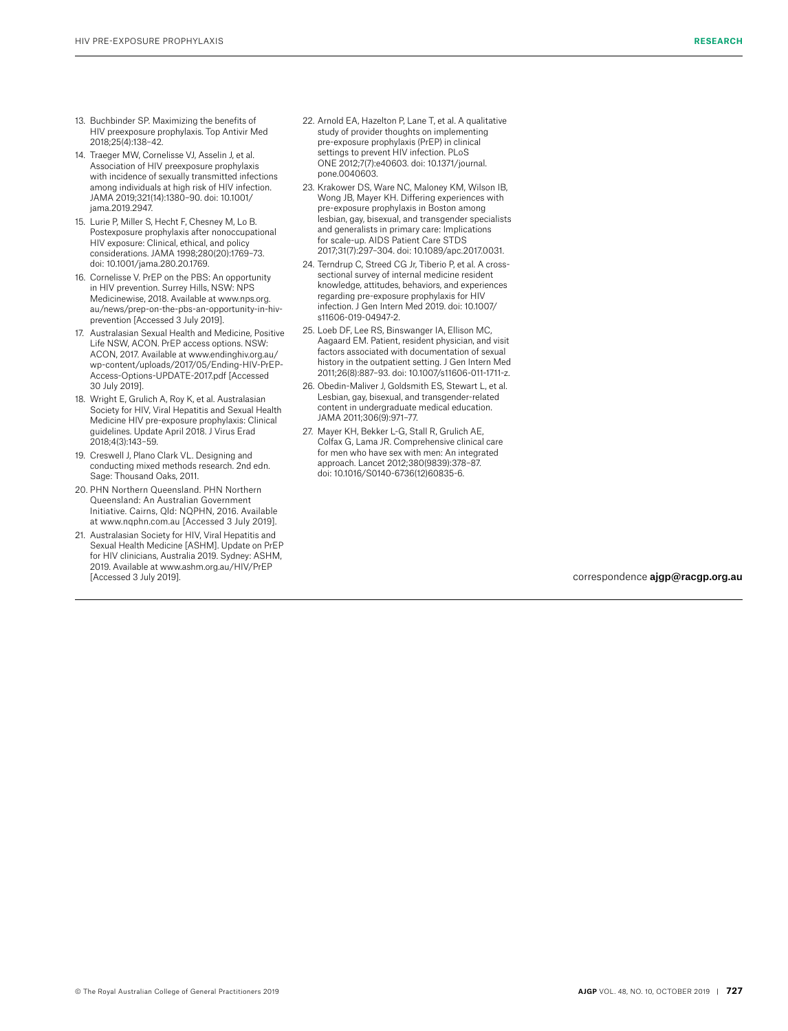13. Buchbinder SP. Maximizing the benefits of HIV preexposure prophylaxis. Top Antivir Med 2018;25(4):138–42.
14. Traeger MW, Cornelisse VJ, Asselin J, et al. Association of HIV preexposure prophylaxis with incidence of sexually transmitted infections among individuals at high risk of HIV infection. JAMA 2019;321(14):1380–90. doi: 10.1001/jama.2019.2947.
15. Lurie P, Miller S, Hecht F, Chesney M, Lo B. Postexposure prophylaxis after nonoccupational HIV exposure: Clinical, ethical, and policy considerations. JAMA 1998;280(20):1769–73. doi: 10.1001/jama.280.20.1769.
16. Cornelisse V. PrEP on the PBS: An opportunity in HIV prevention. Surrey Hills, NSW: NPS Medicinewise, 2018. Available at www.nps.org.au/news/prep-on-the-pbs-an-opportunity-in-hiv-prevention [Accessed 3 July 2019].
17. Australasian Sexual Health and Medicine, Positive Life NSW, ACON. PrEP access options. NSW: ACON, 2017. Available at www.endinghiv.org.au/wp-content/uploads/2017/05/Ending-HIV-PrEP-Access-Options-UPDATE-2017.pdf [Accessed 30 July 2019].
18. Wright E, Grulich A, Roy K, et al. Australasian Society for HIV, Viral Hepatitis and Sexual Health Medicine HIV pre-exposure prophylaxis: Clinical guidelines. Update April 2018. J Virus Erad 2018;4(3):143–59.
19. Creswell J, Plano Clark VL. Designing and conducting mixed methods research. 2nd edn. Sage: Thousand Oaks, 2011.
20. PHN Northern Queensland. PHN Northern Queensland: An Australian Government Initiative. Cairns, Qld: NQPHN, 2016. Available at www.nqphn.com.au [Accessed 3 July 2019].
21. Australasian Society for HIV, Viral Hepatitis and Sexual Health Medicine [ASHM]. Update on PrEP for HIV clinicians, Australia 2019. Sydney: ASHM, 2019. Available at www.ashm.org.au/HIV/PrEP [Accessed 3 July 2019].
22. Arnold EA, Hazelton P, Lane T, et al. A qualitative study of provider thoughts on implementing pre-exposure prophylaxis (PrEP) in clinical settings to prevent HIV infection. PLoS ONE 2012;7(7):e40603. doi: 10.1371/journal.pone.0040603.
23. Krakower DS, Ware NC, Maloney KM, Wilson IB, Wong JB, Mayer KH. Differing experiences with pre-exposure prophylaxis in Boston among lesbian, gay, bisexual, and transgender specialists and generalists in primary care: Implications for scale-up. AIDS Patient Care STDS 2017;31(7):297–304. doi: 10.1089/apc.2017.0031.
24. Terndrup C, Streed CG Jr, Tiberio P, et al. A cross-sectional survey of internal medicine resident knowledge, attitudes, behaviors, and experiences regarding pre-exposure prophylaxis for HIV infection. J Gen Intern Med 2019. doi: 10.1007/s11606-019-04947-2.
25. Loeb DF, Lee RS, Binswanger IA, Ellison MC, Aagaard EM. Patient, resident physician, and visit factors associated with documentation of sexual history in the outpatient setting. J Gen Intern Med 2011;26(8):887–93. doi: 10.1007/s11606-011-1711-z.
26. Obedin-Maliver J, Goldsmith ES, Stewart L, et al. Lesbian, gay, bisexual, and transgender-related content in undergraduate medical education. JAMA 2011;306(9):971–77.
27. Mayer KH, Bekker L-G, Stall R, Grulich AE, Colfax G, Lama JR. Comprehensive clinical care for men who have sex with men: An integrated approach. Lancet 2012;380(9839):378–87. doi: 10.1016/S0140-6736(12)60835-6.

correspondence **ajgp@racgp.org.au**